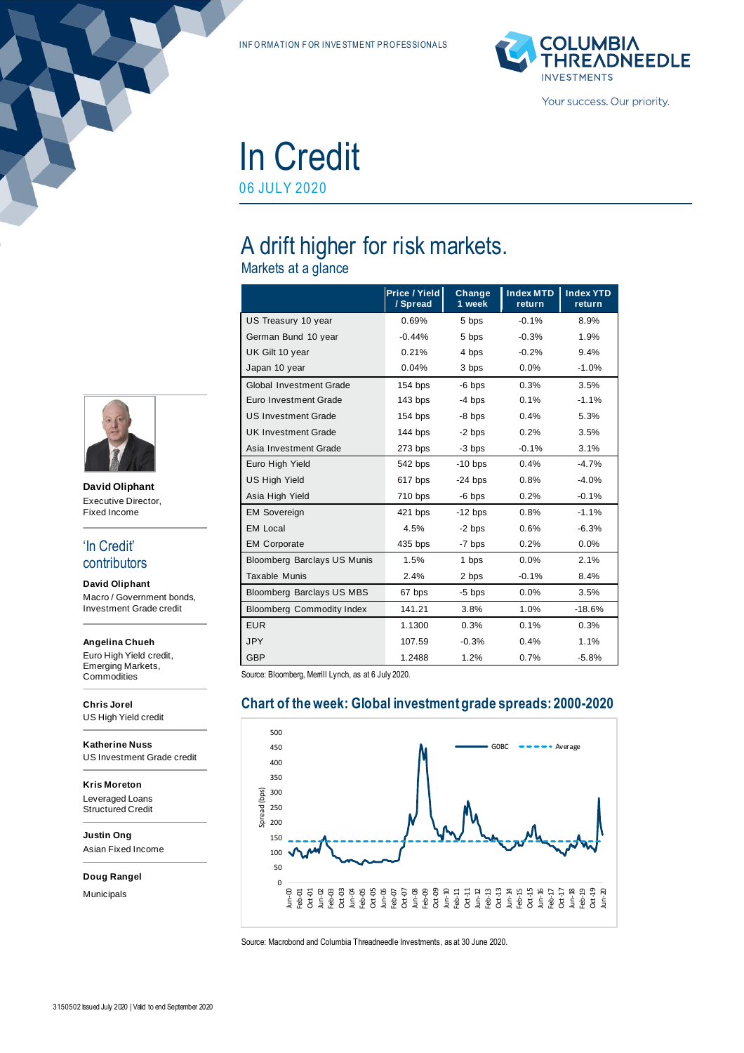INFORMATION FOR INVESTMENT PROFESSIONALS

# In Credit

06 JULY 2020

## A drift higher for risk markets.

Markets at a glance

| | Price / Yield / Spread | Change 1 week | Index MTD return | Index YTD return |
|---|---|---|---|---|
| US Treasury 10 year | 0.69% | 5 bps | -0.1% | 8.9% |
| German Bund 10 year | -0.44% | 5 bps | -0.3% | 1.9% |
| UK Gilt 10 year | 0.21% | 4 bps | -0.2% | 9.4% |
| Japan 10 year | 0.04% | 3 bps | 0.0% | -1.0% |
| Global Investment Grade | 154 bps | -6 bps | 0.3% | 3.5% |
| Euro Investment Grade | 143 bps | -4 bps | 0.1% | -1.1% |
| US Investment Grade | 154 bps | -8 bps | 0.4% | 5.3% |
| UK Investment Grade | 144 bps | -2 bps | 0.2% | 3.5% |
| Asia Investment Grade | 273 bps | -3 bps | -0.1% | 3.1% |
| Euro High Yield | 542 bps | -10 bps | 0.4% | -4.7% |
| US High Yield | 617 bps | -24 bps | 0.8% | -4.0% |
| Asia High Yield | 710 bps | -6 bps | 0.2% | -0.1% |
| EM Sovereign | 421 bps | -12 bps | 0.8% | -1.1% |
| EM Local | 4.5% | -2 bps | 0.6% | -6.3% |
| EM Corporate | 435 bps | -7 bps | 0.2% | 0.0% |
| Bloomberg Barclays US Munis | 1.5% | 1 bps | 0.0% | 2.1% |
| Taxable Munis | 2.4% | 2 bps | -0.1% | 8.4% |
| Bloomberg Barclays US MBS | 67 bps | -5 bps | 0.0% | 3.5% |
| Bloomberg Commodity Index | 141.21 | 3.8% | 1.0% | -18.6% |
| EUR | 1.1300 | 0.3% | 0.1% | 0.3% |
| JPY | 107.59 | -0.3% | 0.4% | 1.1% |
| GBP | 1.2488 | 1.2% | 0.7% | -5.8% |

Source: Bloomberg, Merrill Lynch, as at 6 July 2020.

### Chart of the week: Global investment grade spreads: 2000-2020

Source: Macrobond and Columbia Threadneedle Investments, as at 30 June 2020.

**David Oliphant**
Executive Director, Fixed Income

### 'In Credit' contributors

**David Oliphant**
Macro / Government bonds, Investment Grade credit

**Angelina Chueh**
Euro High Yield credit, Emerging Markets, Commodities

**Chris Jorel**
US High Yield credit

**Katherine Nuss**
US Investment Grade credit

**Kris Moreton**
Leveraged Loans
Structured Credit

**Justin Ong**
Asian Fixed Income

**Doug Rangel**
Municipals

3150502 Issued July 2020 | Valid to end September 2020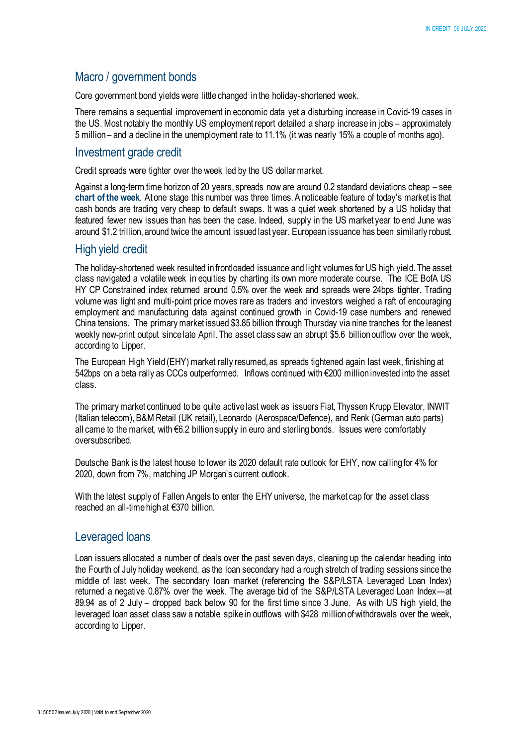## Macro / government bonds

Core government bond yields were little changed in the holiday-shortened week.

There remains a sequential improvement in economic data yet a disturbing increase in Covid-19 cases in the US. Most notably the monthly US employment report detailed a sharp increase in jobs – approximately 5 million – and a decline in the unemployment rate to 11.1% (it was nearly 15% a couple of months ago).

## Investment grade credit

Credit spreads were tighter over the week led by the US dollar market.

Against a long-term time horizon of 20 years, spreads now are around 0.2 standard deviations cheap – see **chart of the week**. At one stage this number was three times. A noticeable feature of today's market is that cash bonds are trading very cheap to default swaps. It was a quiet week shortened by a US holiday that featured fewer new issues than has been the case. Indeed, supply in the US market year to end June was around $1.2 trillion, around twice the amount issued last year. European issuance has been similarly robust.

## High yield credit

The holiday-shortened week resulted in frontloaded issuance and light volumes for US high yield. The asset class navigated a volatile week in equities by charting its own more moderate course. The ICE BofA US HY CP Constrained index returned around 0.5% over the week and spreads were 24bps tighter. Trading volume was light and multi-point price moves rare as traders and investors weighed a raft of encouraging employment and manufacturing data against continued growth in Covid-19 case numbers and renewed China tensions. The primary market issued $3.85 billion through Thursday via nine tranches for the leanest weekly new-print output since late April. The asset class saw an abrupt $5.6 billion outflow over the week, according to Lipper.

The European High Yield (EHY) market rally resumed, as spreads tightened again last week, finishing at 542bps on a beta rally as CCCs outperformed. Inflows continued with €200 million invested into the asset class.

The primary market continued to be quite active last week as issuers Fiat, Thyssen Krupp Elevator, INWIT (Italian telecom), B&M Retail (UK retail), Leonardo (Aerospace/Defence), and Renk (German auto parts) all came to the market, with €6.2 billion supply in euro and sterling bonds. Issues were comfortably oversubscribed.

Deutsche Bank is the latest house to lower its 2020 default rate outlook for EHY, now calling for 4% for 2020, down from 7%, matching JP Morgan's current outlook.

With the latest supply of Fallen Angels to enter the EHY universe, the market cap for the asset class reached an all-time high at €370 billion.

## Leveraged loans

Loan issuers allocated a number of deals over the past seven days, cleaning up the calendar heading into the Fourth of July holiday weekend, as the loan secondary had a rough stretch of trading sessions since the middle of last week. The secondary loan market (referencing the S&P/LSTA Leveraged Loan Index) returned a negative 0.87% over the week. The average bid of the S&P/LSTA Leveraged Loan Index—at 89.94 as of 2 July – dropped back below 90 for the first time since 3 June. As with US high yield, the leveraged loan asset class saw a notable spike in outflows with $428 million of withdrawals over the week, according to Lipper.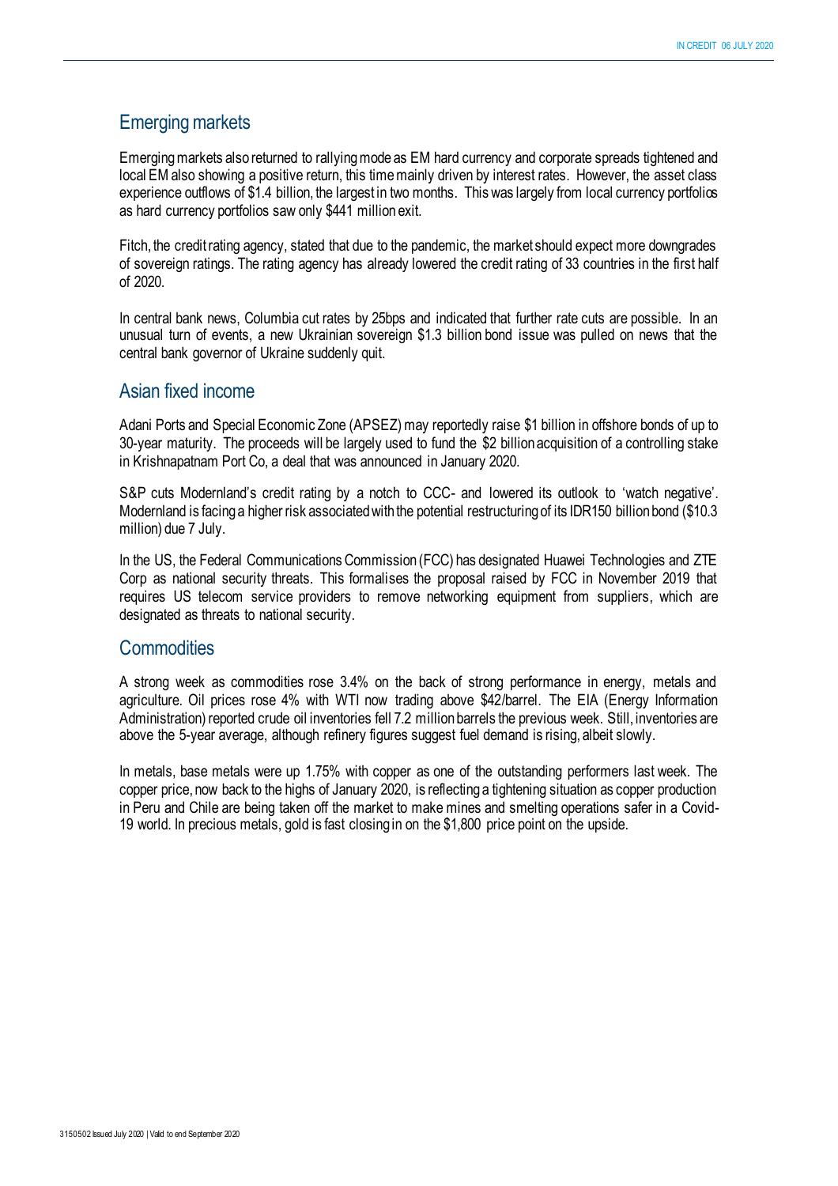## Emerging markets

Emerging markets also returned to rallying mode as EM hard currency and corporate spreads tightened and local EM also showing a positive return, this time mainly driven by interest rates. However, the asset class experience outflows of $1.4 billion, the largest in two months. This was largely from local currency portfolios as hard currency portfolios saw only $441 million exit.

Fitch, the credit rating agency, stated that due to the pandemic, the market should expect more downgrades of sovereign ratings. The rating agency has already lowered the credit rating of 33 countries in the first half of 2020.

In central bank news, Columbia cut rates by 25bps and indicated that further rate cuts are possible. In an unusual turn of events, a new Ukrainian sovereign $1.3 billion bond issue was pulled on news that the central bank governor of Ukraine suddenly quit.

## Asian fixed income

Adani Ports and Special Economic Zone (APSEZ) may reportedly raise $1 billion in offshore bonds of up to 30-year maturity. The proceeds will be largely used to fund the $2 billion acquisition of a controlling stake in Krishnapatnam Port Co, a deal that was announced in January 2020.

S&P cuts Modernland's credit rating by a notch to CCC- and lowered its outlook to 'watch negative'. Modernland is facing a higher risk associated with the potential restructuring of its IDR150 billion bond ($10.3 million) due 7 July.

In the US, the Federal Communications Commission (FCC) has designated Huawei Technologies and ZTE Corp as national security threats. This formalises the proposal raised by FCC in November 2019 that requires US telecom service providers to remove networking equipment from suppliers, which are designated as threats to national security.

## Commodities

A strong week as commodities rose 3.4% on the back of strong performance in energy, metals and agriculture. Oil prices rose 4% with WTI now trading above $42/barrel. The EIA (Energy Information Administration) reported crude oil inventories fell 7.2 million barrels the previous week. Still, inventories are above the 5-year average, although refinery figures suggest fuel demand is rising, albeit slowly.

In metals, base metals were up 1.75% with copper as one of the outstanding performers last week. The copper price, now back to the highs of January 2020, is reflecting a tightening situation as copper production in Peru and Chile are being taken off the market to make mines and smelting operations safer in a Covid-19 world. In precious metals, gold is fast closing in on the $1,800 price point on the upside.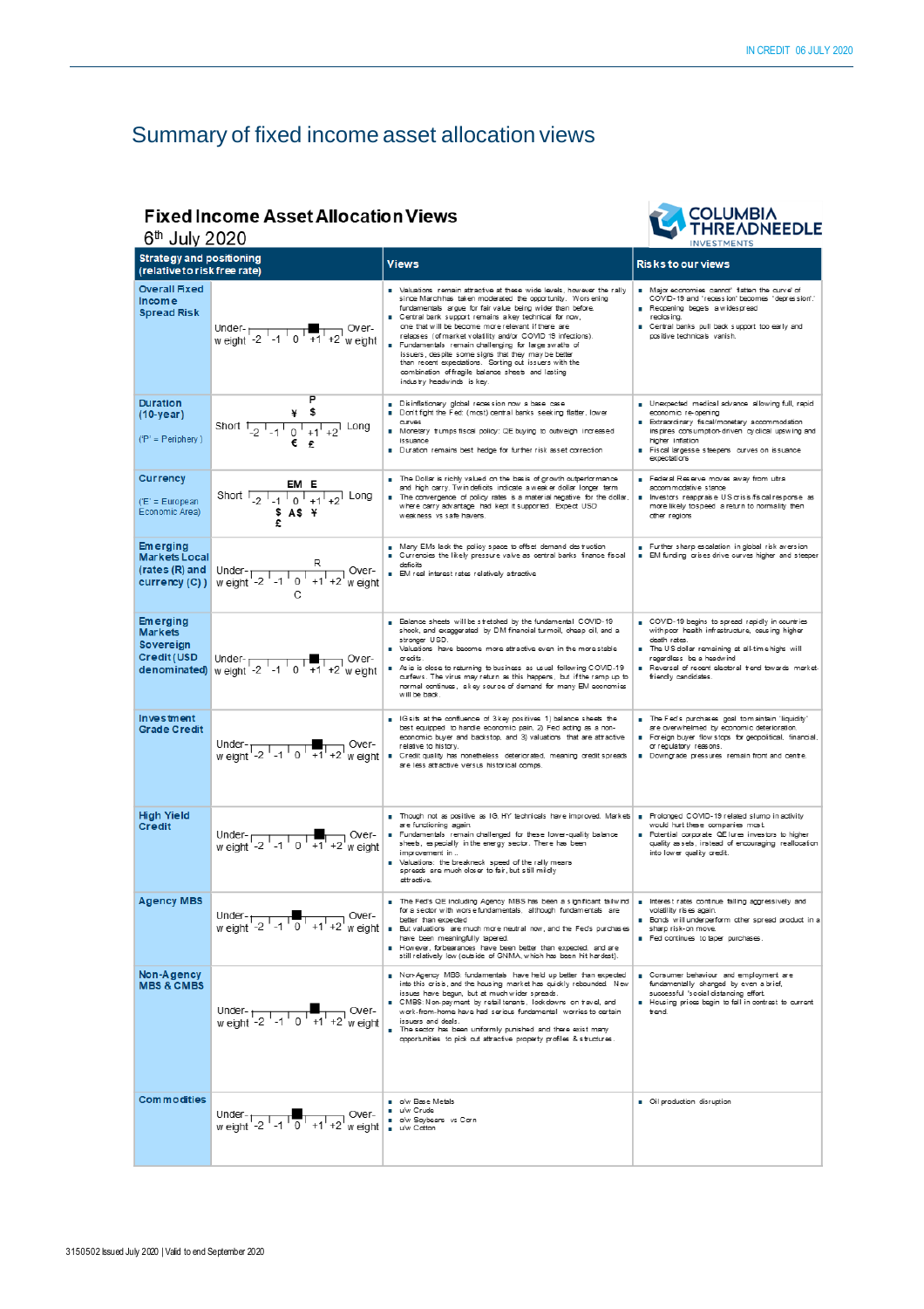# Summary of fixed income asset allocation views

## Fixed Income Asset Allocation Views

6th July 2020

| Strategy and positioning (relative to risk free rate) | | Views | Risks to our views |
|---|---|---|---|
| **Overall Fixed Income Spread Risk** | Under-weight -2 -1 0 +1 +2 Over-weight (marker between 0 and +1) | ▪ Valuations remain attractive at these wide levels, however the rally since Marchhas taken moderated the opportunity. Worsening fundamentals argue for fair value being wider than before.<br>▪ Central bank support remains a key technical for now, one that will be become more relevant if there are relapses (of market volatility and/or COVID 19 infections).<br>▪ Fundamentals remain challenging for large swaths of issuers, despite some signs that they may be better than recent expectations. Sorting out issuers with the combination of fragile balance sheets and lasting industry headwinds is key. | ▪ Major economies cannot' flatten the curve' of COVID-19 and 'recession' becomes 'depression'.<br>▪ Reopening begets a widespread reclosing.<br>▪ Central banks pull back support too early and positive technicals vanish. |
| **Duration (10-year)**<br>('P' = Periphery) | Short -2 -1 0 +1 +2 Long (P, ¥, $ above; €, £ below) | ▪ Disinflationary global recession now a base case<br>▪ Don't fight the Fed (most) central banks seeking flatter, lower curves<br>▪ Monetary trumps fiscal policy: QE buying to outweigh increased issuance<br>▪ Duration remains best hedge for further risk asset correction | ▪ Unexpected medical advance allowing full, rapid economic re-opening<br>▪ Extraordinary fiscal/monetary accommodation inspires consumption-driven cyclical upswing and higher inflation<br>▪ Fiscal largesse steepens curves on issuance expectations |
| **Currency**<br>('E' = European Economic Area) | Short -2 -1 0 +1 +2 Long (EM, E above; $, A$, ¥, £ below) | ▪ The Dollar is richly valued on the basis of growth outperformance and high carry. Twin deficits indicate a weaker dollar longer term<br>▪ The convergence of policy rates is a material negative for the dollar, where carry advantage had kept it supported. Expect USD weakness vs safe havens. | ▪ Federal Reserve moves away from ultra accommodative stance<br>▪ Investors reappraise US crisis fiscal response as more likely to speed a return to normality than other regions |
| **Emerging Markets Local (rates (R) and currency (C))** | Under-weight -2 -1 0 +1 +2 Over-weight (R, C) | ▪ Many EMs lack the policy space to offset demand destruction<br>▪ Currencies the likely pressure valve as central banks finance fiscal deficits<br>▪ EM real interest rates relatively attractive | ▪ Further sharp escalation in global risk aversion<br>▪ EM funding crises drive curves higher and steeper |
| **Emerging Markets Sovereign Credit (USD denominated)** | Under-weight -2 -1 0 +1 +2 Over-weight (marker between 0 and +1) | ▪ Balance sheets will be stretched by the fundamental COVID-19 shock, and exaggerated by DM financial turmoil, cheap oil, and a stronger USD.<br>▪ Valuations have become more attractive even in the more stable credits<br>▪ Asia is close to returning to business as usual following COVID-19 curfews. The virus may return as this happens, but if the ramp up to normal continues, a key source of demand for many EM economies will be back. | ▪ COVID-19 begins to spread rapidly in countries with poor health infrastructure, causing higher death rates.<br>▪ The US dollar remaining at all-time highs will regardless be a headwind<br>▪ Reversal of recent electoral trend towards market-friendly candidates. |
| **Investment Grade Credit** | Under-weight -2 -1 0 +1 +2 Over-weight (marker between 0 and +1) | ▪ IG sits at the confluence of 3 key positives 1) balance sheets the best equipped to handle economic pain, 2) Fed acting as a non-economic buyer and backstop, and 3) valuations that are attractive relative to history.<br>▪ Credit quality has nonetheless deteriorated, meaning credit spreads are less attractive versus historical comps. | ▪ The Fed's purchases goal to maintain 'liquidity' are overwhelmed by economic deterioration.<br>▪ Foreign buyer flow stops for geopolitical, financial, or regulatory reasons.<br>▪ Downgrade pressures remain front and centre. |
| **High Yield Credit** | Under-weight -2 -1 0 +1 +2 Over-weight (marker between 0 and +1) | ▪ Though not as positive as IG, HY technicals have improved. Markets are functioning again.<br>▪ Fundamentals remain challenged for these lower-quality balance sheets, especially in the energy sector. There has been improvement in ..<br>▪ Valuations: the breakneck speed of the rally means spreads are much closer to fair, but still mildly attractive. | ▪ Prolonged COVID-19 related slump in activity would hurt these companies most.<br>▪ Potential corporate QE lures investors to higher quality assets, instead of encouraging reallocation into lower quality credit. |
| **Agency MBS** | Under-weight -2 -1 0 +1 +2 Over-weight (marker between -1 and 0) | ▪ The Fed's QE including Agency MBS has been a significant tailwind for a sector with worse fundamentals, although fundamentals are better than expected<br>▪ But valuations are much more neutral now, and the Feds purchases have been meaningfully tapered.<br>▪ However, forbearances have been better than expected, and are still relatively low (outside of GNMA, which has been hit hardest). | ▪ Interest rates continue falling aggressively and volatility rises again.<br>▪ Bonds will underperform other spread product in a sharp risk-on move.<br>▪ Fed continues to taper purchases. |
| **Non-Agency MBS & CMBS** | Under-weight -2 -1 0 +1 +2 Over-weight | ▪ Non-Agency MBS fundamentals have held up better than expected into this crisis, and the housing market has quickly rebounded. New issues have begun, but at much wider spreads.<br>▪ CMBS: Non-payment by retail tenants, lockdowns on travel, and work-from-home have had serious fundamental worries to certain issuers and deals.<br>▪ The sector has been uniformly punished and there exist many opportunities to pick out attractive property profiles & structures. | ▪ Consumer behaviour and employment are fundamentally changed by even a brief, successful 'social distancing' effort.<br>▪ Housing prices begin to fall in contrast to current trend. |
| **Commodities** | Under-weight -2 -1 0 +1 +2 Over-weight (marker between -1 and 0) | ▪ o/w Base Metals<br>▪ u/w Crude<br>▪ o/w Soybeans vs Corn<br>▪ u/w Cotton | ▪ Oil production disruption |

3150502 Issued July 2020 | Valid to end September 2020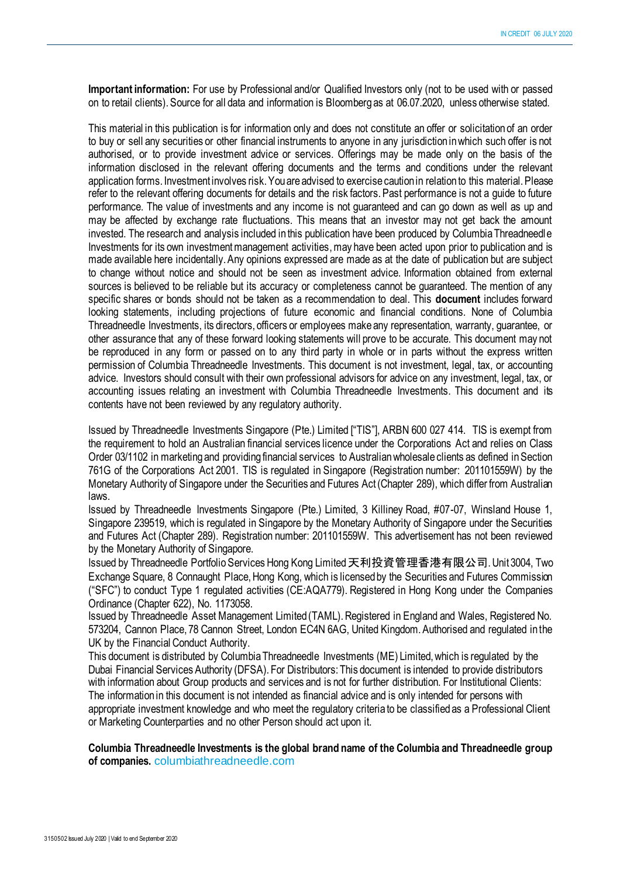**Important information:** For use by Professional and/or Qualified Investors only (not to be used with or passed on to retail clients). Source for all data and information is Bloomberg as at 06.07.2020, unless otherwise stated.

This material in this publication is for information only and does not constitute an offer or solicitation of an order to buy or sell any securities or other financial instruments to anyone in any jurisdiction in which such offer is not authorised, or to provide investment advice or services. Offerings may be made only on the basis of the information disclosed in the relevant offering documents and the terms and conditions under the relevant application forms. Investment involves risk. You are advised to exercise caution in relation to this material. Please refer to the relevant offering documents for details and the risk factors. Past performance is not a guide to future performance. The value of investments and any income is not guaranteed and can go down as well as up and may be affected by exchange rate fluctuations. This means that an investor may not get back the amount invested. The research and analysis included in this publication have been produced by Columbia Threadneedle Investments for its own investment management activities, may have been acted upon prior to publication and is made available here incidentally. Any opinions expressed are made as at the date of publication but are subject to change without notice and should not be seen as investment advice. Information obtained from external sources is believed to be reliable but its accuracy or completeness cannot be guaranteed. The mention of any specific shares or bonds should not be taken as a recommendation to deal. This **document** includes forward looking statements, including projections of future economic and financial conditions. None of Columbia Threadneedle Investments, its directors, officers or employees make any representation, warranty, guarantee, or other assurance that any of these forward looking statements will prove to be accurate. This document may not be reproduced in any form or passed on to any third party in whole or in parts without the express written permission of Columbia Threadneedle Investments. This document is not investment, legal, tax, or accounting advice. Investors should consult with their own professional advisors for advice on any investment, legal, tax, or accounting issues relating an investment with Columbia Threadneedle Investments. This document and its contents have not been reviewed by any regulatory authority.

Issued by Threadneedle Investments Singapore (Pte.) Limited ["TIS"], ARBN 600 027 414. TIS is exempt from the requirement to hold an Australian financial services licence under the Corporations Act and relies on Class Order 03/1102 in marketing and providing financial services to Australian wholesale clients as defined in Section 761G of the Corporations Act 2001. TIS is regulated in Singapore (Registration number: 201101559W) by the Monetary Authority of Singapore under the Securities and Futures Act (Chapter 289), which differ from Australian laws.

Issued by Threadneedle Investments Singapore (Pte.) Limited, 3 Killiney Road, #07-07, Winsland House 1, Singapore 239519, which is regulated in Singapore by the Monetary Authority of Singapore under the Securities and Futures Act (Chapter 289). Registration number: 201101559W. This advertisement has not been reviewed by the Monetary Authority of Singapore.

Issued by Threadneedle Portfolio Services Hong Kong Limited 天利投資管理香港有限公司. Unit 3004, Two Exchange Square, 8 Connaught Place, Hong Kong, which is licensed by the Securities and Futures Commission ("SFC") to conduct Type 1 regulated activities (CE:AQA779). Registered in Hong Kong under the Companies Ordinance (Chapter 622), No. 1173058.

Issued by Threadneedle Asset Management Limited (TAML). Registered in England and Wales, Registered No. 573204, Cannon Place, 78 Cannon Street, London EC4N 6AG, United Kingdom. Authorised and regulated in the UK by the Financial Conduct Authority.

This document is distributed by Columbia Threadneedle Investments (ME) Limited, which is regulated by the Dubai Financial Services Authority (DFSA). For Distributors: This document is intended to provide distributors with information about Group products and services and is not for further distribution. For Institutional Clients: The information in this document is not intended as financial advice and is only intended for persons with appropriate investment knowledge and who meet the regulatory criteria to be classified as a Professional Client or Marketing Counterparties and no other Person should act upon it.

**Columbia Threadneedle Investments is the global brand name of the Columbia and Threadneedle group of companies.** columbiathreadneedle.com

3150502 Issued July 2020 | Valid to end September 2020